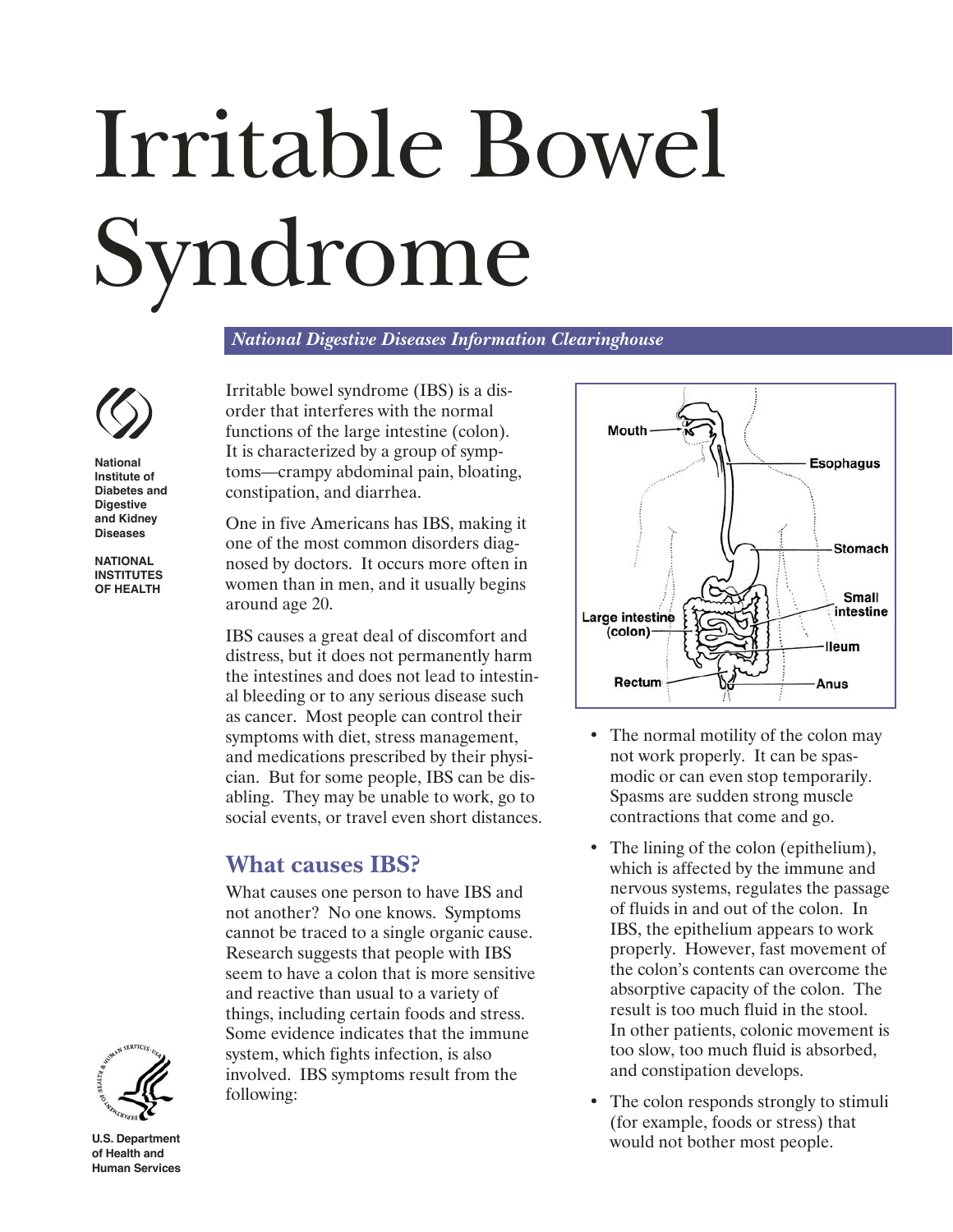# Irritable Bowel Syndrome

*National Digestive Diseases Information Clearinghouse*

National Institute of Diabetes and Digestive and Kidney Diseases

NATIONAL INSTITUTES OF HEALTH

Irritable bowel syndrome (IBS) is a disorder that interferes with the normal functions of the large intestine (colon). It is characterized by a group of symptoms—crampy abdominal pain, bloating, constipation, and diarrhea.

One in five Americans has IBS, making it one of the most common disorders diagnosed by doctors. It occurs more often in women than in men, and it usually begins around age 20.

IBS causes a great deal of discomfort and distress, but it does not permanently harm the intestines and does not lead to intestinal bleeding or to any serious disease such as cancer. Most people can control their symptoms with diet, stress management, and medications prescribed by their physician. But for some people, IBS can be disabling. They may be unable to work, go to social events, or travel even short distances.

## What causes IBS?

What causes one person to have IBS and not another? No one knows. Symptoms cannot be traced to a single organic cause. Research suggests that people with IBS seem to have a colon that is more sensitive and reactive than usual to a variety of things, including certain foods and stress. Some evidence indicates that the immune system, which fights infection, is also involved. IBS symptoms result from the following:

Mouth
Esophagus
Stomach
Small intestine
Large intestine (colon)
Ileum
Rectum
Anus

- The normal motility of the colon may not work properly. It can be spasmodic or can even stop temporarily. Spasms are sudden strong muscle contractions that come and go.
- The lining of the colon (epithelium), which is affected by the immune and nervous systems, regulates the passage of fluids in and out of the colon. In IBS, the epithelium appears to work properly. However, fast movement of the colon's contents can overcome the absorptive capacity of the colon. The result is too much fluid in the stool. In other patients, colonic movement is too slow, too much fluid is absorbed, and constipation develops.
- The colon responds strongly to stimuli (for example, foods or stress) that would not bother most people.

U.S. Department of Health and Human Services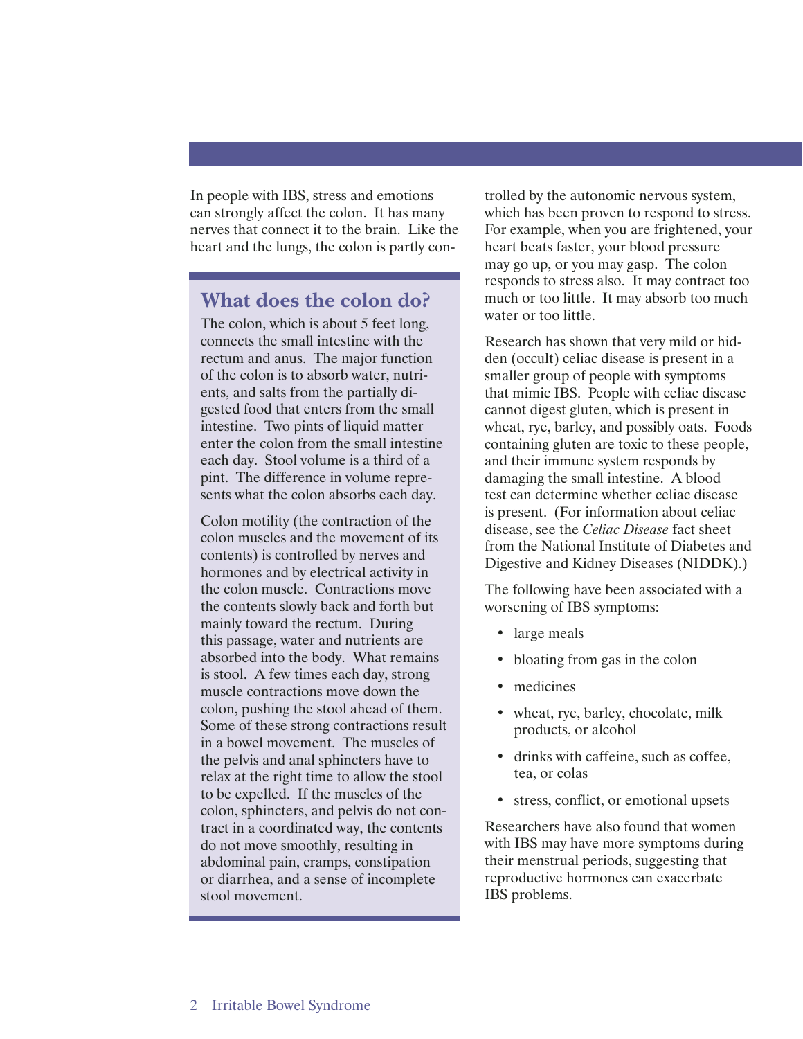In people with IBS, stress and emotions can strongly affect the colon. It has many nerves that connect it to the brain. Like the heart and the lungs, the colon is partly controlled by the autonomic nervous system, which has been proven to respond to stress. For example, when you are frightened, your heart beats faster, your blood pressure may go up, or you may gasp. The colon responds to stress also. It may contract too much or too little. It may absorb too much water or too little.

## What does the colon do?

The colon, which is about 5 feet long, connects the small intestine with the rectum and anus. The major function of the colon is to absorb water, nutrients, and salts from the partially digested food that enters from the small intestine. Two pints of liquid matter enter the colon from the small intestine each day. Stool volume is a third of a pint. The difference in volume represents what the colon absorbs each day.

Colon motility (the contraction of the colon muscles and the movement of its contents) is controlled by nerves and hormones and by electrical activity in the colon muscle. Contractions move the contents slowly back and forth but mainly toward the rectum. During this passage, water and nutrients are absorbed into the body. What remains is stool. A few times each day, strong muscle contractions move down the colon, pushing the stool ahead of them. Some of these strong contractions result in a bowel movement. The muscles of the pelvis and anal sphincters have to relax at the right time to allow the stool to be expelled. If the muscles of the colon, sphincters, and pelvis do not contract in a coordinated way, the contents do not move smoothly, resulting in abdominal pain, cramps, constipation or diarrhea, and a sense of incomplete stool movement.

Research has shown that very mild or hidden (occult) celiac disease is present in a smaller group of people with symptoms that mimic IBS. People with celiac disease cannot digest gluten, which is present in wheat, rye, barley, and possibly oats. Foods containing gluten are toxic to these people, and their immune system responds by damaging the small intestine. A blood test can determine whether celiac disease is present. (For information about celiac disease, see the *Celiac Disease* fact sheet from the National Institute of Diabetes and Digestive and Kidney Diseases (NIDDK).)

The following have been associated with a worsening of IBS symptoms:

- large meals
- bloating from gas in the colon
- medicines
- wheat, rye, barley, chocolate, milk products, or alcohol
- drinks with caffeine, such as coffee, tea, or colas
- stress, conflict, or emotional upsets

Researchers have also found that women with IBS may have more symptoms during their menstrual periods, suggesting that reproductive hormones can exacerbate IBS problems.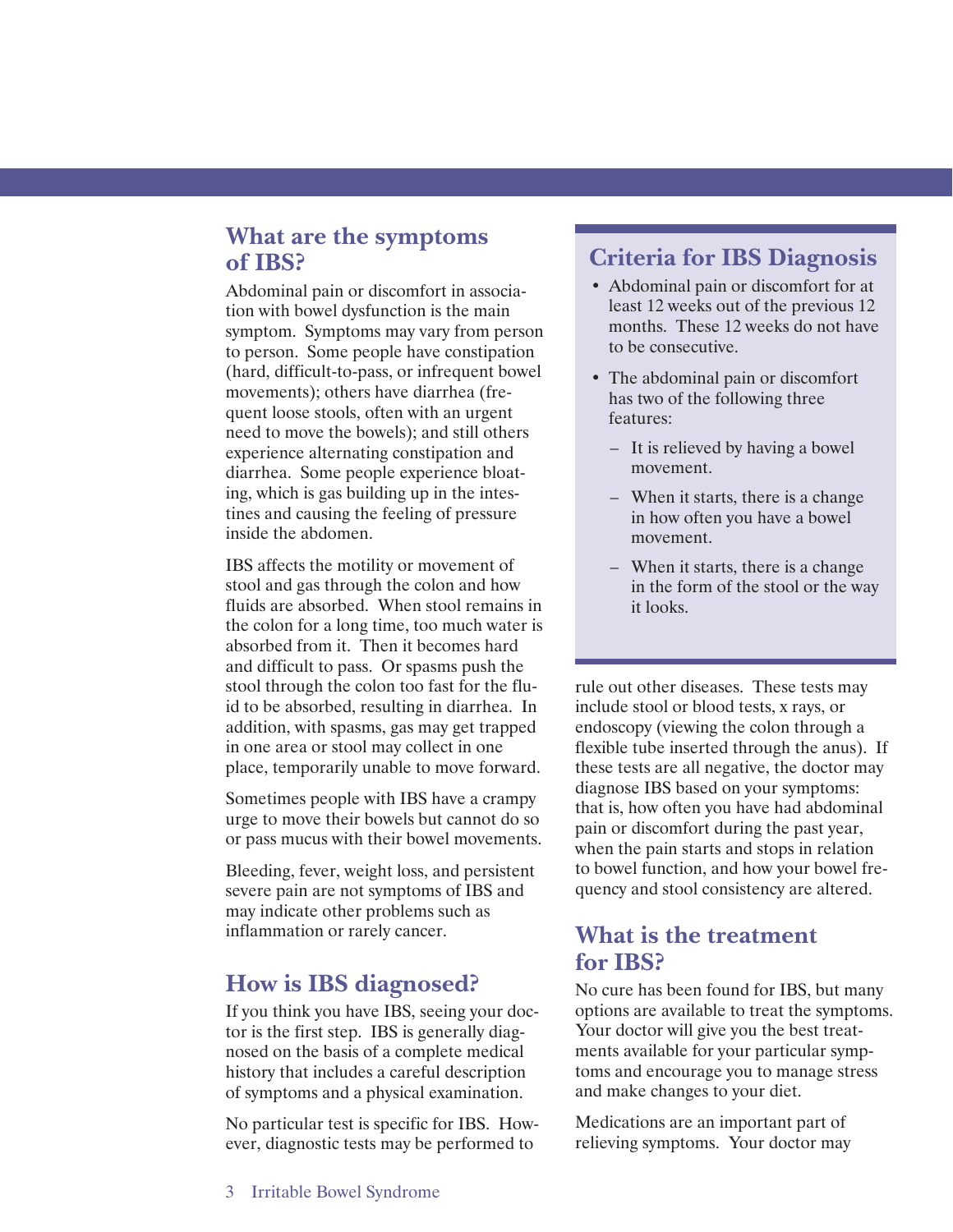## What are the symptoms of IBS?

Abdominal pain or discomfort in association with bowel dysfunction is the main symptom. Symptoms may vary from person to person. Some people have constipation (hard, difficult-to-pass, or infrequent bowel movements); others have diarrhea (frequent loose stools, often with an urgent need to move the bowels); and still others experience alternating constipation and diarrhea. Some people experience bloating, which is gas building up in the intestines and causing the feeling of pressure inside the abdomen.

IBS affects the motility or movement of stool and gas through the colon and how fluids are absorbed. When stool remains in the colon for a long time, too much water is absorbed from it. Then it becomes hard and difficult to pass. Or spasms push the stool through the colon too fast for the fluid to be absorbed, resulting in diarrhea. In addition, with spasms, gas may get trapped in one area or stool may collect in one place, temporarily unable to move forward.

Sometimes people with IBS have a crampy urge to move their bowels but cannot do so or pass mucus with their bowel movements.

Bleeding, fever, weight loss, and persistent severe pain are not symptoms of IBS and may indicate other problems such as inflammation or rarely cancer.

## How is IBS diagnosed?

If you think you have IBS, seeing your doctor is the first step. IBS is generally diagnosed on the basis of a complete medical history that includes a careful description of symptoms and a physical examination.

No particular test is specific for IBS. However, diagnostic tests may be performed to rule out other diseases. These tests may include stool or blood tests, x rays, or endoscopy (viewing the colon through a flexible tube inserted through the anus). If these tests are all negative, the doctor may diagnose IBS based on your symptoms: that is, how often you have had abdominal pain or discomfort during the past year, when the pain starts and stops in relation to bowel function, and how your bowel frequency and stool consistency are altered.

### Criteria for IBS Diagnosis

- Abdominal pain or discomfort for at least 12 weeks out of the previous 12 months. These 12 weeks do not have to be consecutive.
- The abdominal pain or discomfort has two of the following three features:
  - It is relieved by having a bowel movement.
  - When it starts, there is a change in how often you have a bowel movement.
  - When it starts, there is a change in the form of the stool or the way it looks.

## What is the treatment for IBS?

No cure has been found for IBS, but many options are available to treat the symptoms. Your doctor will give you the best treatments available for your particular symptoms and encourage you to manage stress and make changes to your diet.

Medications are an important part of relieving symptoms. Your doctor may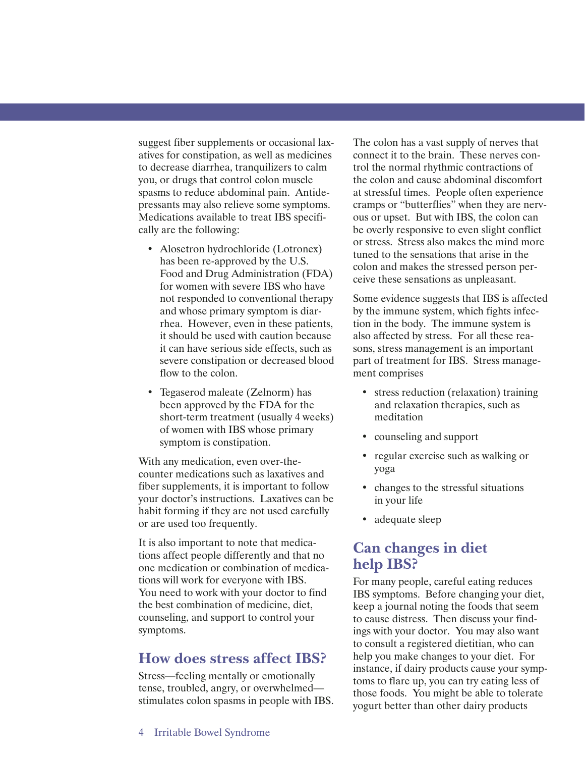suggest fiber supplements or occasional laxatives for constipation, as well as medicines to decrease diarrhea, tranquilizers to calm you, or drugs that control colon muscle spasms to reduce abdominal pain. Antidepressants may also relieve some symptoms. Medications available to treat IBS specifically are the following:

- Alosetron hydrochloride (Lotronex) has been re-approved by the U.S. Food and Drug Administration (FDA) for women with severe IBS who have not responded to conventional therapy and whose primary symptom is diarrhea. However, even in these patients, it should be used with caution because it can have serious side effects, such as severe constipation or decreased blood flow to the colon.
- Tegaserod maleate (Zelnorm) has been approved by the FDA for the short-term treatment (usually 4 weeks) of women with IBS whose primary symptom is constipation.

With any medication, even over-the-counter medications such as laxatives and fiber supplements, it is important to follow your doctor's instructions. Laxatives can be habit forming if they are not used carefully or are used too frequently.

It is also important to note that medications affect people differently and that no one medication or combination of medications will work for everyone with IBS. You need to work with your doctor to find the best combination of medicine, diet, counseling, and support to control your symptoms.

## How does stress affect IBS?

Stress—feeling mentally or emotionally tense, troubled, angry, or overwhelmed—stimulates colon spasms in people with IBS. The colon has a vast supply of nerves that connect it to the brain. These nerves control the normal rhythmic contractions of the colon and cause abdominal discomfort at stressful times. People often experience cramps or "butterflies" when they are nervous or upset. But with IBS, the colon can be overly responsive to even slight conflict or stress. Stress also makes the mind more tuned to the sensations that arise in the colon and makes the stressed person perceive these sensations as unpleasant.

Some evidence suggests that IBS is affected by the immune system, which fights infection in the body. The immune system is also affected by stress. For all these reasons, stress management is an important part of treatment for IBS. Stress management comprises

- stress reduction (relaxation) training and relaxation therapies, such as meditation
- counseling and support
- regular exercise such as walking or yoga
- changes to the stressful situations in your life
- adequate sleep

## Can changes in diet help IBS?

For many people, careful eating reduces IBS symptoms. Before changing your diet, keep a journal noting the foods that seem to cause distress. Then discuss your findings with your doctor. You may also want to consult a registered dietitian, who can help you make changes to your diet. For instance, if dairy products cause your symptoms to flare up, you can try eating less of those foods. You might be able to tolerate yogurt better than other dairy products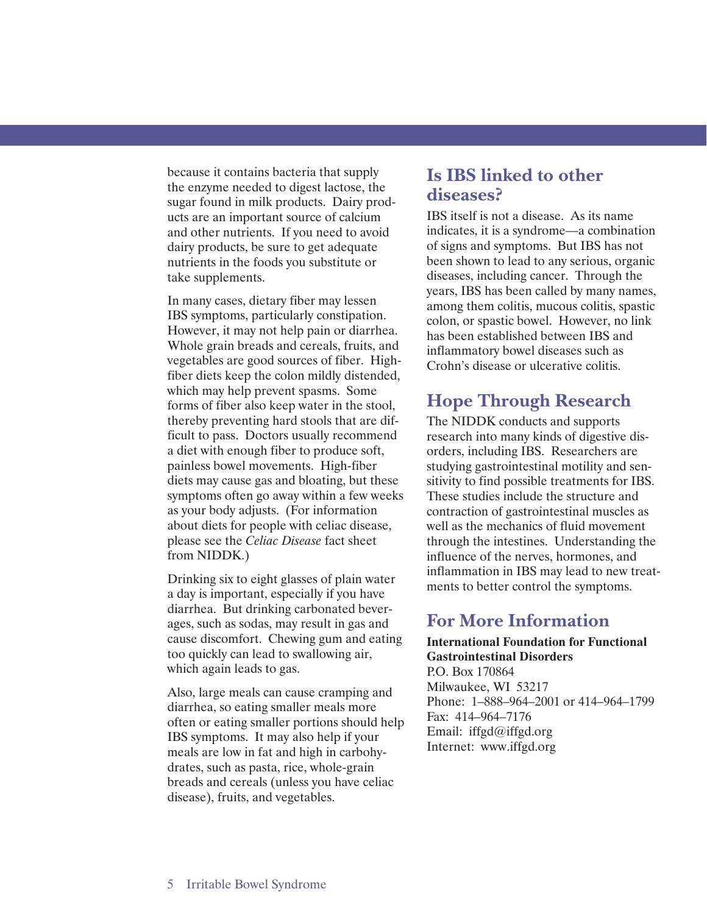because it contains bacteria that supply the enzyme needed to digest lactose, the sugar found in milk products. Dairy products are an important source of calcium and other nutrients. If you need to avoid dairy products, be sure to get adequate nutrients in the foods you substitute or take supplements.

In many cases, dietary fiber may lessen IBS symptoms, particularly constipation. However, it may not help pain or diarrhea. Whole grain breads and cereals, fruits, and vegetables are good sources of fiber. High-fiber diets keep the colon mildly distended, which may help prevent spasms. Some forms of fiber also keep water in the stool, thereby preventing hard stools that are difficult to pass. Doctors usually recommend a diet with enough fiber to produce soft, painless bowel movements. High-fiber diets may cause gas and bloating, but these symptoms often go away within a few weeks as your body adjusts. (For information about diets for people with celiac disease, please see the *Celiac Disease* fact sheet from NIDDK.)

Drinking six to eight glasses of plain water a day is important, especially if you have diarrhea. But drinking carbonated beverages, such as sodas, may result in gas and cause discomfort. Chewing gum and eating too quickly can lead to swallowing air, which again leads to gas.

Also, large meals can cause cramping and diarrhea, so eating smaller meals more often or eating smaller portions should help IBS symptoms. It may also help if your meals are low in fat and high in carbohydrates, such as pasta, rice, whole-grain breads and cereals (unless you have celiac disease), fruits, and vegetables.

## Is IBS linked to other diseases?

IBS itself is not a disease. As its name indicates, it is a syndrome—a combination of signs and symptoms. But IBS has not been shown to lead to any serious, organic diseases, including cancer. Through the years, IBS has been called by many names, among them colitis, mucous colitis, spastic colon, or spastic bowel. However, no link has been established between IBS and inflammatory bowel diseases such as Crohn's disease or ulcerative colitis.

## Hope Through Research

The NIDDK conducts and supports research into many kinds of digestive disorders, including IBS. Researchers are studying gastrointestinal motility and sensitivity to find possible treatments for IBS. These studies include the structure and contraction of gastrointestinal muscles as well as the mechanics of fluid movement through the intestines. Understanding the influence of the nerves, hormones, and inflammation in IBS may lead to new treatments to better control the symptoms.

## For More Information

**International Foundation for Functional Gastrointestinal Disorders**
P.O. Box 170864
Milwaukee, WI 53217
Phone: 1–888–964–2001 or 414–964–1799
Fax: 414–964–7176
Email: iffgd@iffgd.org
Internet: www.iffgd.org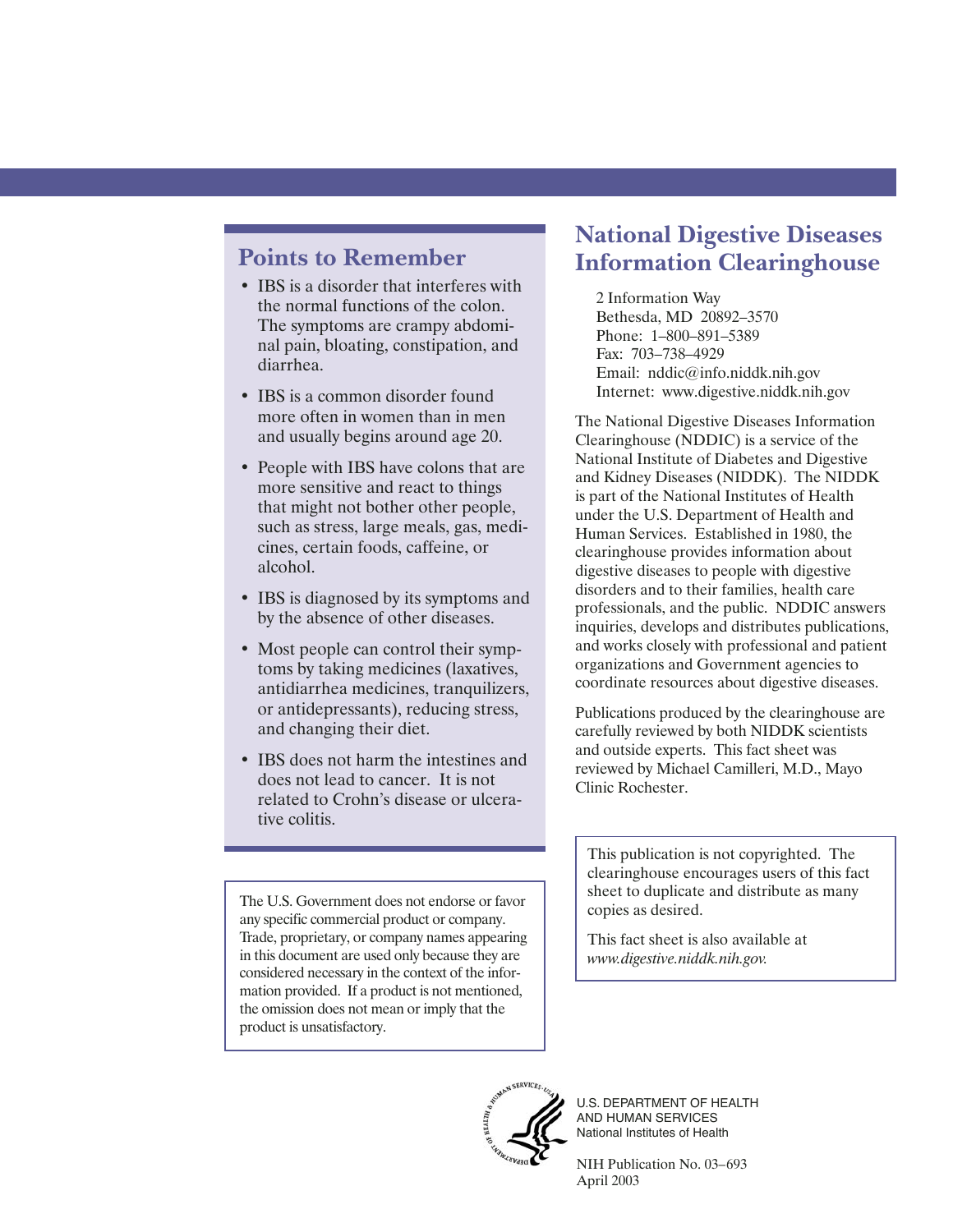## Points to Remember

- IBS is a disorder that interferes with the normal functions of the colon. The symptoms are crampy abdominal pain, bloating, constipation, and diarrhea.
- IBS is a common disorder found more often in women than in men and usually begins around age 20.
- People with IBS have colons that are more sensitive and react to things that might not bother other people, such as stress, large meals, gas, medicines, certain foods, caffeine, or alcohol.
- IBS is diagnosed by its symptoms and by the absence of other diseases.
- Most people can control their symptoms by taking medicines (laxatives, antidiarrhea medicines, tranquilizers, or antidepressants), reducing stress, and changing their diet.
- IBS does not harm the intestines and does not lead to cancer. It is not related to Crohn's disease or ulcerative colitis.

The U.S. Government does not endorse or favor any specific commercial product or company. Trade, proprietary, or company names appearing in this document are used only because they are considered necessary in the context of the information provided. If a product is not mentioned, the omission does not mean or imply that the product is unsatisfactory.

## National Digestive Diseases Information Clearinghouse

2 Information Way
Bethesda, MD 20892–3570
Phone: 1–800–891–5389
Fax: 703–738–4929
Email: nddic@info.niddk.nih.gov
Internet: www.digestive.niddk.nih.gov

The National Digestive Diseases Information Clearinghouse (NDDIC) is a service of the National Institute of Diabetes and Digestive and Kidney Diseases (NIDDK). The NIDDK is part of the National Institutes of Health under the U.S. Department of Health and Human Services. Established in 1980, the clearinghouse provides information about digestive diseases to people with digestive disorders and to their families, health care professionals, and the public. NDDIC answers inquiries, develops and distributes publications, and works closely with professional and patient organizations and Government agencies to coordinate resources about digestive diseases.

Publications produced by the clearinghouse are carefully reviewed by both NIDDK scientists and outside experts. This fact sheet was reviewed by Michael Camilleri, M.D., Mayo Clinic Rochester.

This publication is not copyrighted. The clearinghouse encourages users of this fact sheet to duplicate and distribute as many copies as desired.

This fact sheet is also available at *www.digestive.niddk.nih.gov.*

U.S. DEPARTMENT OF HEALTH AND HUMAN SERVICES
National Institutes of Health

NIH Publication No. 03–693
April 2003